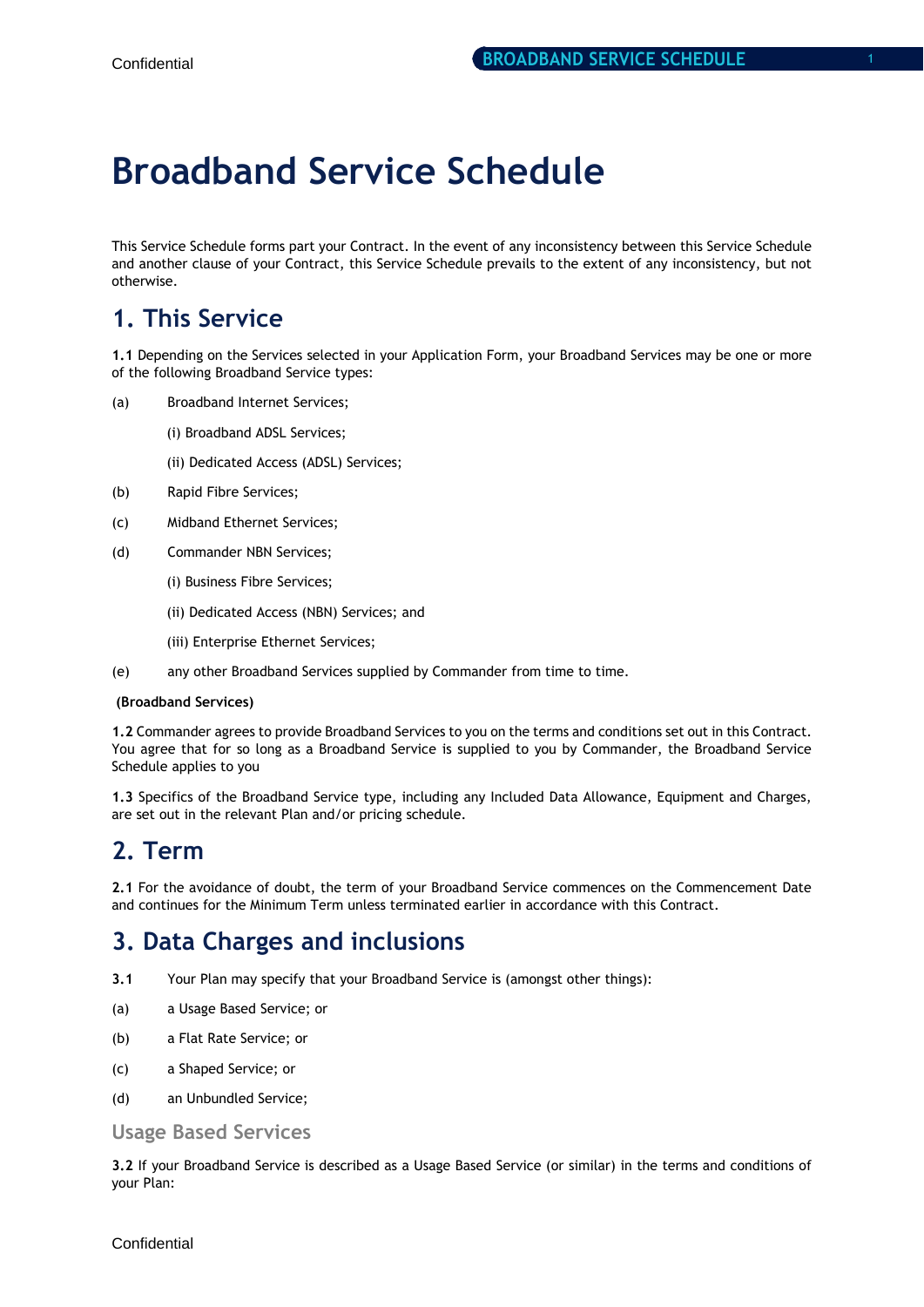# Broadband Service Schedule

This Service Schedule forms part your Contract. In the event of any inconsistency between this Service Schedule and another clause of your Contract, this Service Schedule prevails to the extent of any inconsistency, but not otherwise.

## 1. This Service

**1.1** Depending on the Services selected in your Application Form, your Broadband Services may be one or more of the following Broadband Service types:

(a) Broadband Internet Services;

(i) Broadband ADSL Services;

(ii) Dedicated Access (ADSL) Services;

(b) Rapid Fibre Services;

(c) Midband Ethernet Services;

(d) Commander NBN Services;

(i) Business Fibre Services;

(ii) Dedicated Access (NBN) Services; and

(iii) Enterprise Ethernet Services;

(e) any other Broadband Services supplied by Commander from time to time.

**(Broadband Services)**

**1.2** Commander agrees to provide Broadband Services to you on the terms and conditions set out in this Contract. You agree that for so long as a Broadband Service is supplied to you by Commander, the Broadband Service Schedule applies to you

**1.3** Specifics of the Broadband Service type, including any Included Data Allowance, Equipment and Charges, are set out in the relevant Plan and/or pricing schedule.

## 2. Term

**2.1** For the avoidance of doubt, the term of your Broadband Service commences on the Commencement Date and continues for the Minimum Term unless terminated earlier in accordance with this Contract.

## 3. Data Charges and inclusions

**3.1** Your Plan may specify that your Broadband Service is (amongst other things):

(a) a Usage Based Service; or

(b) a Flat Rate Service; or

(c) a Shaped Service; or

(d) an Unbundled Service;

### Usage Based Services

**3.2** If your Broadband Service is described as a Usage Based Service (or similar) in the terms and conditions of your Plan: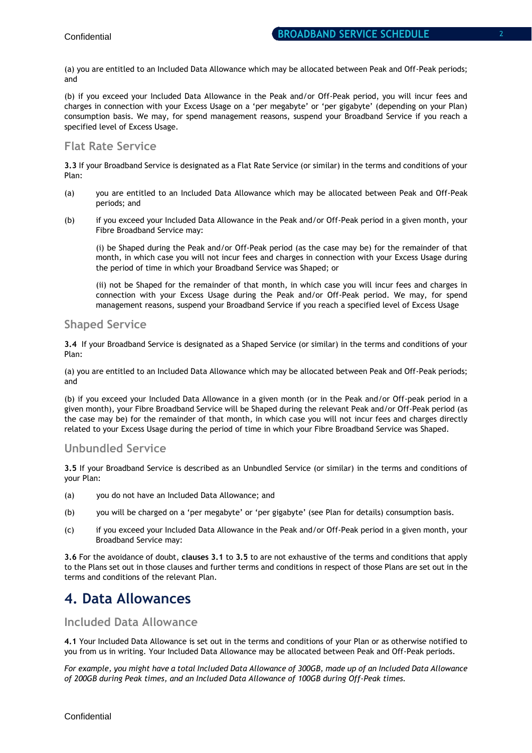(a) you are entitled to an Included Data Allowance which may be allocated between Peak and Off-Peak periods; and

(b) if you exceed your Included Data Allowance in the Peak and/or Off-Peak period, you will incur fees and charges in connection with your Excess Usage on a 'per megabyte' or 'per gigabyte' (depending on your Plan) consumption basis. We may, for spend management reasons, suspend your Broadband Service if you reach a specified level of Excess Usage.

### Flat Rate Service

**3.3** If your Broadband Service is designated as a Flat Rate Service (or similar) in the terms and conditions of your Plan:

(a) you are entitled to an Included Data Allowance which may be allocated between Peak and Off-Peak periods; and

(b) if you exceed your Included Data Allowance in the Peak and/or Off-Peak period in a given month, your Fibre Broadband Service may:

(i) be Shaped during the Peak and/or Off-Peak period (as the case may be) for the remainder of that month, in which case you will not incur fees and charges in connection with your Excess Usage during the period of time in which your Broadband Service was Shaped; or

(ii) not be Shaped for the remainder of that month, in which case you will incur fees and charges in connection with your Excess Usage during the Peak and/or Off-Peak period. We may, for spend management reasons, suspend your Broadband Service if you reach a specified level of Excess Usage

### Shaped Service

**3.4** If your Broadband Service is designated as a Shaped Service (or similar) in the terms and conditions of your Plan:

(a) you are entitled to an Included Data Allowance which may be allocated between Peak and Off-Peak periods; and

(b) if you exceed your Included Data Allowance in a given month (or in the Peak and/or Off-peak period in a given month), your Fibre Broadband Service will be Shaped during the relevant Peak and/or Off-Peak period (as the case may be) for the remainder of that month, in which case you will not incur fees and charges directly related to your Excess Usage during the period of time in which your Fibre Broadband Service was Shaped.

### Unbundled Service

**3.5** If your Broadband Service is described as an Unbundled Service (or similar) in the terms and conditions of your Plan:

(a) you do not have an Included Data Allowance; and

(b) you will be charged on a 'per megabyte' or 'per gigabyte' (see Plan for details) consumption basis.

(c) if you exceed your Included Data Allowance in the Peak and/or Off-Peak period in a given month, your Broadband Service may:

**3.6** For the avoidance of doubt, **clauses 3.1** to **3.5** to are not exhaustive of the terms and conditions that apply to the Plans set out in those clauses and further terms and conditions in respect of those Plans are set out in the terms and conditions of the relevant Plan.

## 4. Data Allowances

### Included Data Allowance

**4.1** Your Included Data Allowance is set out in the terms and conditions of your Plan or as otherwise notified to you from us in writing. Your Included Data Allowance may be allocated between Peak and Off-Peak periods.

*For example, you might have a total Included Data Allowance of 300GB, made up of an Included Data Allowance of 200GB during Peak times, and an Included Data Allowance of 100GB during Off-Peak times.*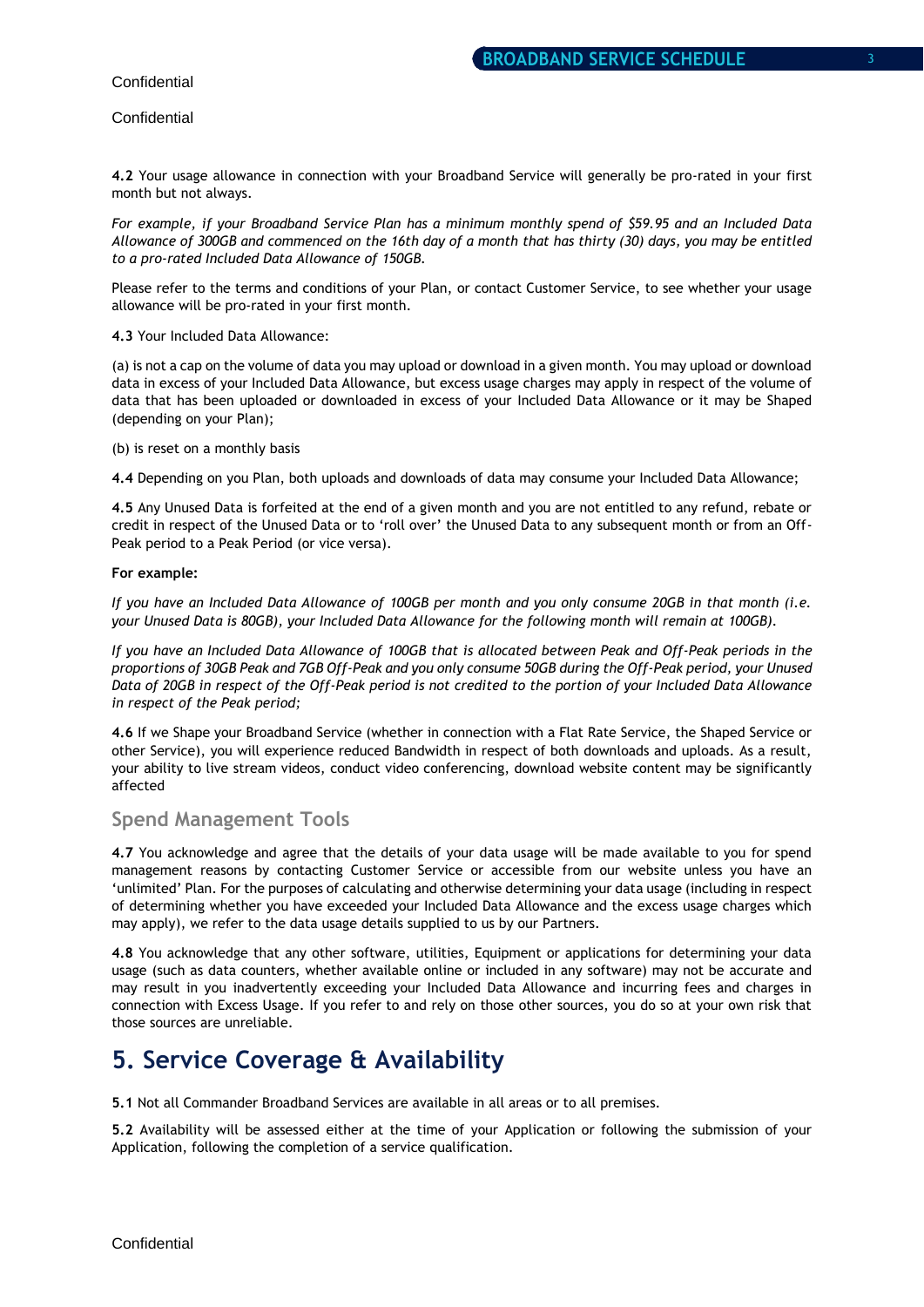**4.2** Your usage allowance in connection with your Broadband Service will generally be pro-rated in your first month but not always.

*For example, if your Broadband Service Plan has a minimum monthly spend of $59.95 and an Included Data Allowance of 300GB and commenced on the 16th day of a month that has thirty (30) days, you may be entitled to a pro-rated Included Data Allowance of 150GB.*

Please refer to the terms and conditions of your Plan, or contact Customer Service, to see whether your usage allowance will be pro-rated in your first month.

**4.3** Your Included Data Allowance:

(a) is not a cap on the volume of data you may upload or download in a given month. You may upload or download data in excess of your Included Data Allowance, but excess usage charges may apply in respect of the volume of data that has been uploaded or downloaded in excess of your Included Data Allowance or it may be Shaped (depending on your Plan);

(b) is reset on a monthly basis

**4.4** Depending on you Plan, both uploads and downloads of data may consume your Included Data Allowance;

**4.5** Any Unused Data is forfeited at the end of a given month and you are not entitled to any refund, rebate or credit in respect of the Unused Data or to 'roll over' the Unused Data to any subsequent month or from an Off-Peak period to a Peak Period (or vice versa).

**For example:**

*If you have an Included Data Allowance of 100GB per month and you only consume 20GB in that month (i.e. your Unused Data is 80GB), your Included Data Allowance for the following month will remain at 100GB).*

*If you have an Included Data Allowance of 100GB that is allocated between Peak and Off-Peak periods in the proportions of 30GB Peak and 7GB Off-Peak and you only consume 50GB during the Off-Peak period, your Unused Data of 20GB in respect of the Off-Peak period is not credited to the portion of your Included Data Allowance in respect of the Peak period;*

**4.6** If we Shape your Broadband Service (whether in connection with a Flat Rate Service, the Shaped Service or other Service), you will experience reduced Bandwidth in respect of both downloads and uploads. As a result, your ability to live stream videos, conduct video conferencing, download website content may be significantly affected

## Spend Management Tools

**4.7** You acknowledge and agree that the details of your data usage will be made available to you for spend management reasons by contacting Customer Service or accessible from our website unless you have an 'unlimited' Plan. For the purposes of calculating and otherwise determining your data usage (including in respect of determining whether you have exceeded your Included Data Allowance and the excess usage charges which may apply), we refer to the data usage details supplied to us by our Partners.

**4.8** You acknowledge that any other software, utilities, Equipment or applications for determining your data usage (such as data counters, whether available online or included in any software) may not be accurate and may result in you inadvertently exceeding your Included Data Allowance and incurring fees and charges in connection with Excess Usage. If you refer to and rely on those other sources, you do so at your own risk that those sources are unreliable.

# 5. Service Coverage & Availability

**5.1** Not all Commander Broadband Services are available in all areas or to all premises.

**5.2** Availability will be assessed either at the time of your Application or following the submission of your Application, following the completion of a service qualification.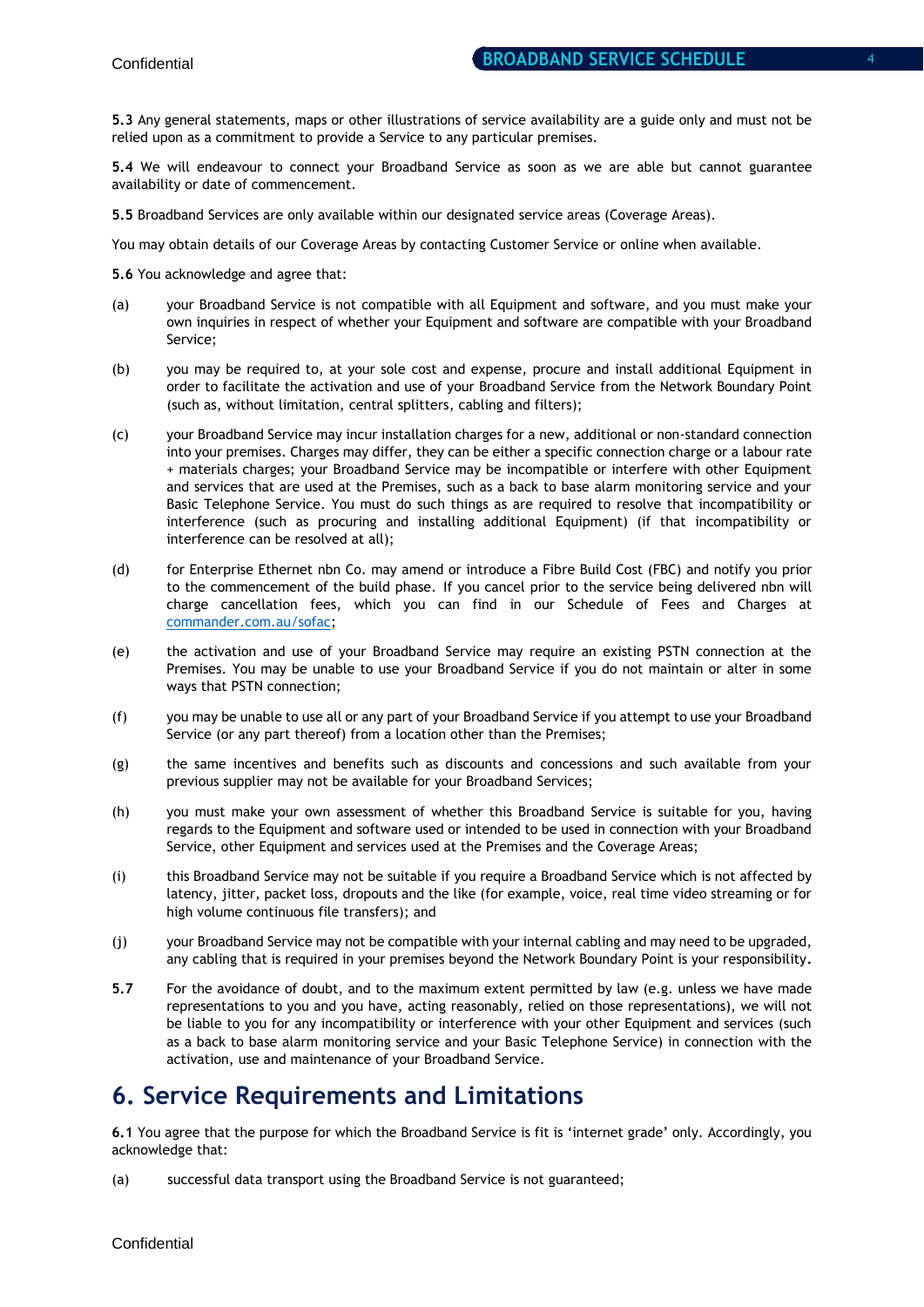**5.3** Any general statements, maps or other illustrations of service availability are a guide only and must not be relied upon as a commitment to provide a Service to any particular premises.

**5.4** We will endeavour to connect your Broadband Service as soon as we are able but cannot guarantee availability or date of commencement.

**5.5** Broadband Services are only available within our designated service areas (Coverage Areas).

You may obtain details of our Coverage Areas by contacting Customer Service or online when available.

**5.6** You acknowledge and agree that:

(a) your Broadband Service is not compatible with all Equipment and software, and you must make your own inquiries in respect of whether your Equipment and software are compatible with your Broadband Service;

(b) you may be required to, at your sole cost and expense, procure and install additional Equipment in order to facilitate the activation and use of your Broadband Service from the Network Boundary Point (such as, without limitation, central splitters, cabling and filters);

(c) your Broadband Service may incur installation charges for a new, additional or non-standard connection into your premises. Charges may differ, they can be either a specific connection charge or a labour rate + materials charges; your Broadband Service may be incompatible or interfere with other Equipment and services that are used at the Premises, such as a back to base alarm monitoring service and your Basic Telephone Service. You must do such things as are required to resolve that incompatibility or interference (such as procuring and installing additional Equipment) (if that incompatibility or interference can be resolved at all);

(d) for Enterprise Ethernet nbn Co. may amend or introduce a Fibre Build Cost (FBC) and notify you prior to the commencement of the build phase. If you cancel prior to the service being delivered nbn will charge cancellation fees, which you can find in our Schedule of Fees and Charges at [commander.com.au/sofac](commander.com.au/sofac);

(e) the activation and use of your Broadband Service may require an existing PSTN connection at the Premises. You may be unable to use your Broadband Service if you do not maintain or alter in some ways that PSTN connection;

(f) you may be unable to use all or any part of your Broadband Service if you attempt to use your Broadband Service (or any part thereof) from a location other than the Premises;

(g) the same incentives and benefits such as discounts and concessions and such available from your previous supplier may not be available for your Broadband Services;

(h) you must make your own assessment of whether this Broadband Service is suitable for you, having regards to the Equipment and software used or intended to be used in connection with your Broadband Service, other Equipment and services used at the Premises and the Coverage Areas;

(i) this Broadband Service may not be suitable if you require a Broadband Service which is not affected by latency, jitter, packet loss, dropouts and the like (for example, voice, real time video streaming or for high volume continuous file transfers); and

(j) your Broadband Service may not be compatible with your internal cabling and may need to be upgraded, any cabling that is required in your premises beyond the Network Boundary Point is your responsibility.

**5.7** For the avoidance of doubt, and to the maximum extent permitted by law (e.g. unless we have made representations to you and you have, acting reasonably, relied on those representations), we will not be liable to you for any incompatibility or interference with your other Equipment and services (such as a back to base alarm monitoring service and your Basic Telephone Service) in connection with the activation, use and maintenance of your Broadband Service.

# 6. Service Requirements and Limitations

**6.1** You agree that the purpose for which the Broadband Service is fit is 'internet grade' only. Accordingly, you acknowledge that:

(a) successful data transport using the Broadband Service is not guaranteed;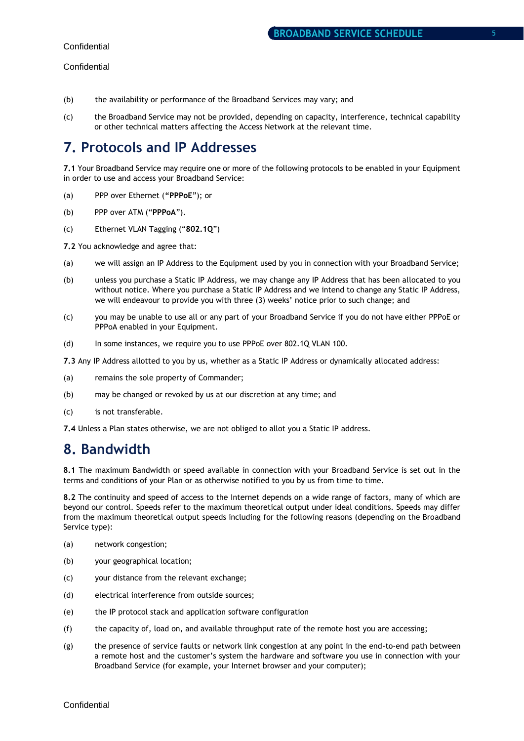(b) the availability or performance of the Broadband Services may vary; and

(c) the Broadband Service may not be provided, depending on capacity, interference, technical capability or other technical matters affecting the Access Network at the relevant time.

# 7. Protocols and IP Addresses

**7.1** Your Broadband Service may require one or more of the following protocols to be enabled in your Equipment in order to use and access your Broadband Service:

(a) PPP over Ethernet (“**PPPoE**”); or

(b) PPP over ATM (“**PPPoA**”).

(c) Ethernet VLAN Tagging (“**802.1Q**”)

**7.2** You acknowledge and agree that:

(a) we will assign an IP Address to the Equipment used by you in connection with your Broadband Service;

(b) unless you purchase a Static IP Address, we may change any IP Address that has been allocated to you without notice. Where you purchase a Static IP Address and we intend to change any Static IP Address, we will endeavour to provide you with three (3) weeks’ notice prior to such change; and

(c) you may be unable to use all or any part of your Broadband Service if you do not have either PPPoE or PPPoA enabled in your Equipment.

(d) In some instances, we require you to use PPPoE over 802.1Q VLAN 100.

**7.3** Any IP Address allotted to you by us, whether as a Static IP Address or dynamically allocated address:

(a) remains the sole property of Commander;

(b) may be changed or revoked by us at our discretion at any time; and

(c) is not transferable.

**7.4** Unless a Plan states otherwise, we are not obliged to allot you a Static IP address.

# 8. Bandwidth

**8.1** The maximum Bandwidth or speed available in connection with your Broadband Service is set out in the terms and conditions of your Plan or as otherwise notified to you by us from time to time.

**8.2** The continuity and speed of access to the Internet depends on a wide range of factors, many of which are beyond our control. Speeds refer to the maximum theoretical output under ideal conditions. Speeds may differ from the maximum theoretical output speeds including for the following reasons (depending on the Broadband Service type):

(a) network congestion;

(b) your geographical location;

(c) your distance from the relevant exchange;

(d) electrical interference from outside sources;

(e) the IP protocol stack and application software configuration

(f) the capacity of, load on, and available throughput rate of the remote host you are accessing;

(g) the presence of service faults or network link congestion at any point in the end-to-end path between a remote host and the customer’s system the hardware and software you use in connection with your Broadband Service (for example, your Internet browser and your computer);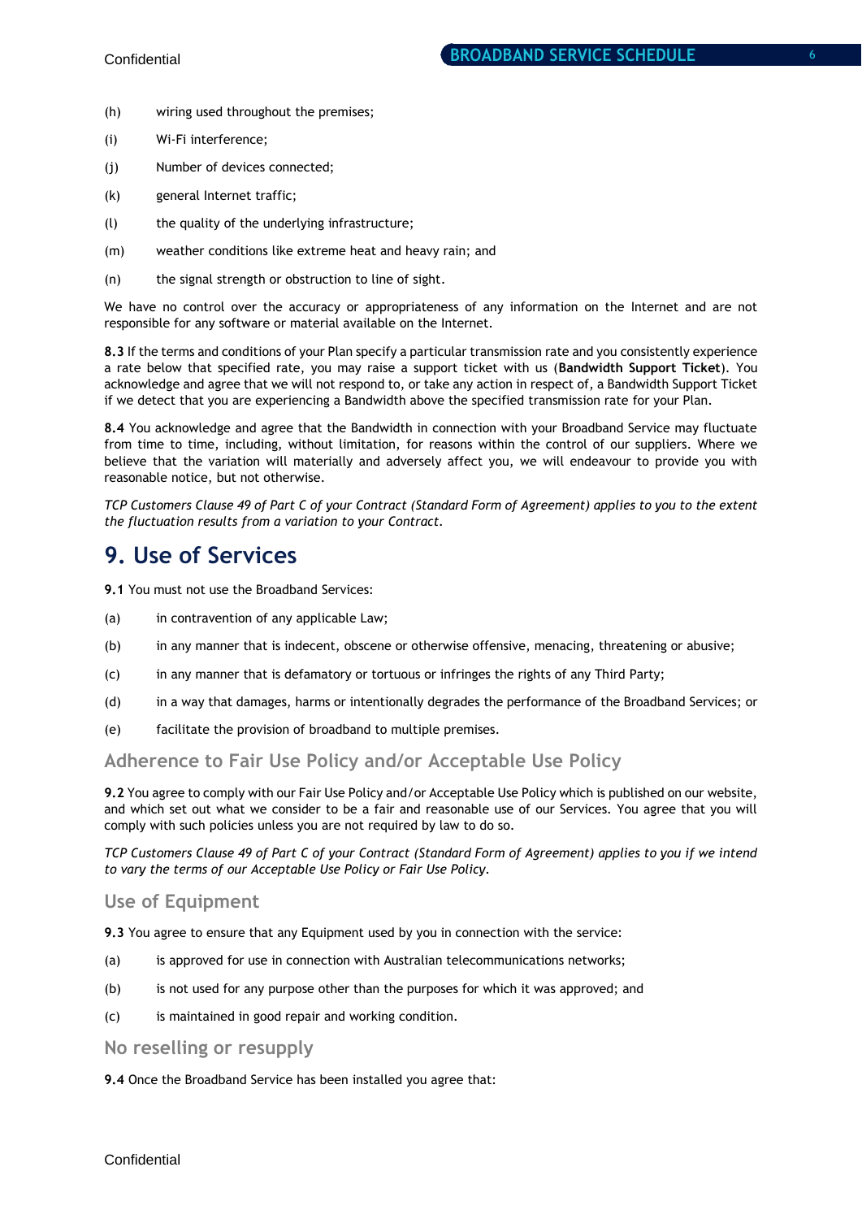(h) wiring used throughout the premises;

(i) Wi-Fi interference;

(j) Number of devices connected;

(k) general Internet traffic;

(l) the quality of the underlying infrastructure;

(m) weather conditions like extreme heat and heavy rain; and

(n) the signal strength or obstruction to line of sight.

We have no control over the accuracy or appropriateness of any information on the Internet and are not responsible for any software or material available on the Internet.

**8.3** If the terms and conditions of your Plan specify a particular transmission rate and you consistently experience a rate below that specified rate, you may raise a support ticket with us (**Bandwidth Support Ticket**). You acknowledge and agree that we will not respond to, or take any action in respect of, a Bandwidth Support Ticket if we detect that you are experiencing a Bandwidth above the specified transmission rate for your Plan.

**8.4** You acknowledge and agree that the Bandwidth in connection with your Broadband Service may fluctuate from time to time, including, without limitation, for reasons within the control of our suppliers. Where we believe that the variation will materially and adversely affect you, we will endeavour to provide you with reasonable notice, but not otherwise.

*TCP Customers Clause 49 of Part C of your Contract (Standard Form of Agreement) applies to you to the extent the fluctuation results from a variation to your Contract.*

# 9. Use of Services

**9.1** You must not use the Broadband Services:

(a) in contravention of any applicable Law;

(b) in any manner that is indecent, obscene or otherwise offensive, menacing, threatening or abusive;

(c) in any manner that is defamatory or tortuous or infringes the rights of any Third Party;

(d) in a way that damages, harms or intentionally degrades the performance of the Broadband Services; or

(e) facilitate the provision of broadband to multiple premises.

## Adherence to Fair Use Policy and/or Acceptable Use Policy

**9.2** You agree to comply with our Fair Use Policy and/or Acceptable Use Policy which is published on our website, and which set out what we consider to be a fair and reasonable use of our Services. You agree that you will comply with such policies unless you are not required by law to do so.

*TCP Customers Clause 49 of Part C of your Contract (Standard Form of Agreement) applies to you if we intend to vary the terms of our Acceptable Use Policy or Fair Use Policy.*

## Use of Equipment

**9.3** You agree to ensure that any Equipment used by you in connection with the service:

(a) is approved for use in connection with Australian telecommunications networks;

(b) is not used for any purpose other than the purposes for which it was approved; and

(c) is maintained in good repair and working condition.

## No reselling or resupply

**9.4** Once the Broadband Service has been installed you agree that: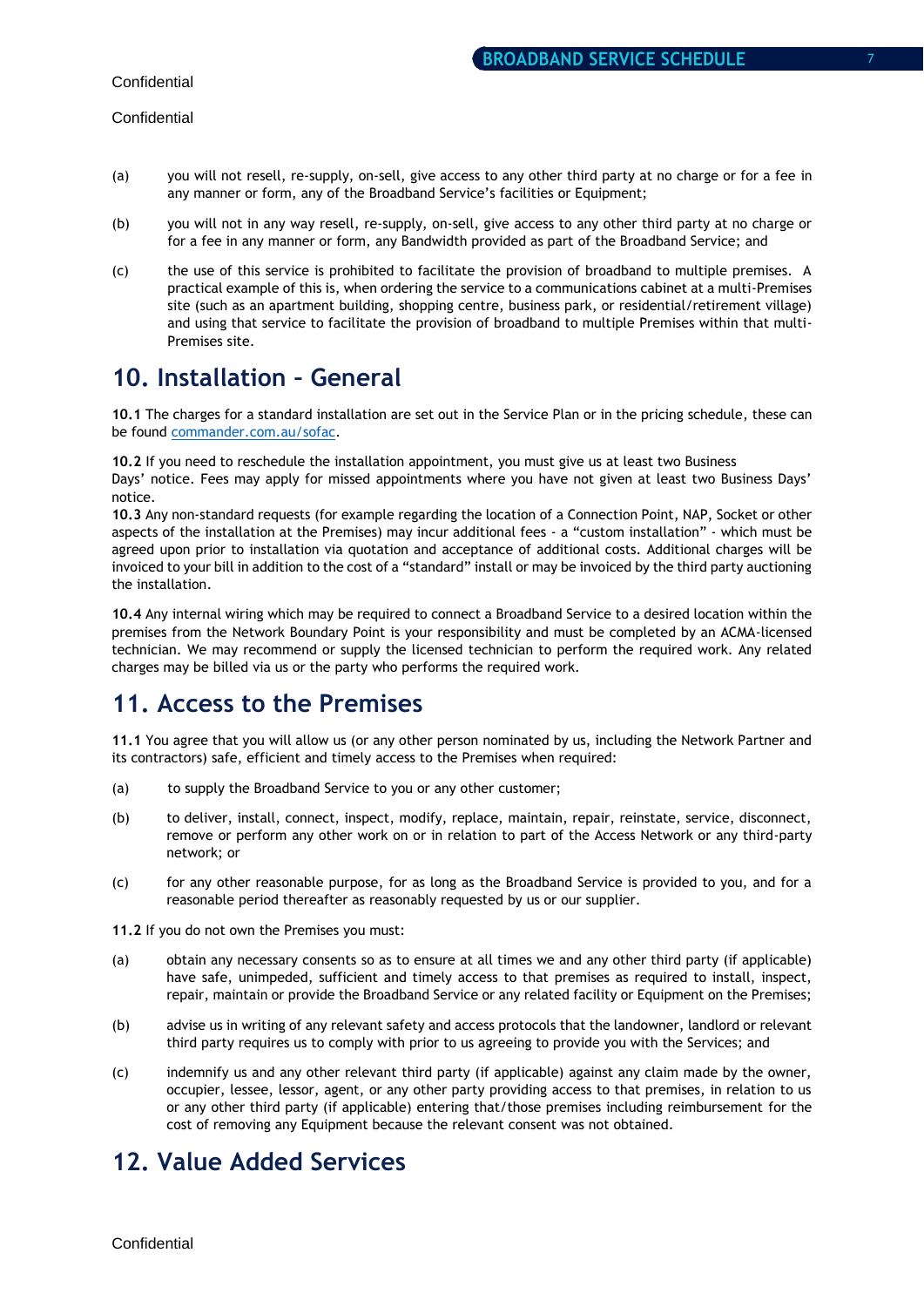(a) you will not resell, re-supply, on-sell, give access to any other third party at no charge or for a fee in any manner or form, any of the Broadband Service's facilities or Equipment;

(b) you will not in any way resell, re-supply, on-sell, give access to any other third party at no charge or for a fee in any manner or form, any Bandwidth provided as part of the Broadband Service; and

(c) the use of this service is prohibited to facilitate the provision of broadband to multiple premises. A practical example of this is, when ordering the service to a communications cabinet at a multi-Premises site (such as an apartment building, shopping centre, business park, or residential/retirement village) and using that service to facilitate the provision of broadband to multiple Premises within that multi-Premises site.

# 10. Installation – General

**10.1** The charges for a standard installation are set out in the Service Plan or in the pricing schedule, these can be found [commander.com.au/sofac](commander.com.au/sofac).

**10.2** If you need to reschedule the installation appointment, you must give us at least two Business Days' notice. Fees may apply for missed appointments where you have not given at least two Business Days' notice.

**10.3** Any non-standard requests (for example regarding the location of a Connection Point, NAP, Socket or other aspects of the installation at the Premises) may incur additional fees - a "custom installation" - which must be agreed upon prior to installation via quotation and acceptance of additional costs. Additional charges will be invoiced to your bill in addition to the cost of a "standard" install or may be invoiced by the third party auctioning the installation.

**10.4** Any internal wiring which may be required to connect a Broadband Service to a desired location within the premises from the Network Boundary Point is your responsibility and must be completed by an ACMA-licensed technician. We may recommend or supply the licensed technician to perform the required work. Any related charges may be billed via us or the party who performs the required work.

# 11. Access to the Premises

**11.1** You agree that you will allow us (or any other person nominated by us, including the Network Partner and its contractors) safe, efficient and timely access to the Premises when required:

(a) to supply the Broadband Service to you or any other customer;

(b) to deliver, install, connect, inspect, modify, replace, maintain, repair, reinstate, service, disconnect, remove or perform any other work on or in relation to part of the Access Network or any third-party network; or

(c) for any other reasonable purpose, for as long as the Broadband Service is provided to you, and for a reasonable period thereafter as reasonably requested by us or our supplier.

**11.2** If you do not own the Premises you must:

(a) obtain any necessary consents so as to ensure at all times we and any other third party (if applicable) have safe, unimpeded, sufficient and timely access to that premises as required to install, inspect, repair, maintain or provide the Broadband Service or any related facility or Equipment on the Premises;

(b) advise us in writing of any relevant safety and access protocols that the landowner, landlord or relevant third party requires us to comply with prior to us agreeing to provide you with the Services; and

(c) indemnify us and any other relevant third party (if applicable) against any claim made by the owner, occupier, lessee, lessor, agent, or any other party providing access to that premises, in relation to us or any other third party (if applicable) entering that/those premises including reimbursement for the cost of removing any Equipment because the relevant consent was not obtained.

# 12. Value Added Services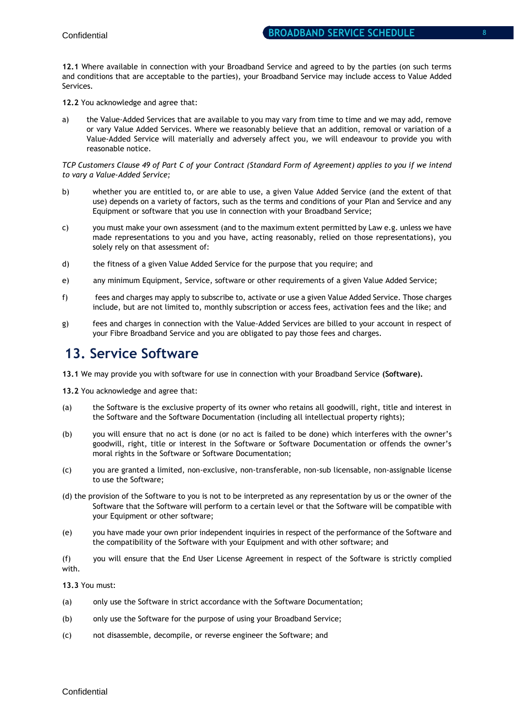**12.1** Where available in connection with your Broadband Service and agreed to by the parties (on such terms and conditions that are acceptable to the parties), your Broadband Service may include access to Value Added Services.

**12.2** You acknowledge and agree that:

a) the Value-Added Services that are available to you may vary from time to time and we may add, remove or vary Value Added Services. Where we reasonably believe that an addition, removal or variation of a Value-Added Service will materially and adversely affect you, we will endeavour to provide you with reasonable notice.

*TCP Customers Clause 49 of Part C of your Contract (Standard Form of Agreement) applies to you if we intend to vary a Value-Added Service;*

b) whether you are entitled to, or are able to use, a given Value Added Service (and the extent of that use) depends on a variety of factors, such as the terms and conditions of your Plan and Service and any Equipment or software that you use in connection with your Broadband Service;

c) you must make your own assessment (and to the maximum extent permitted by Law e.g. unless we have made representations to you and you have, acting reasonably, relied on those representations), you solely rely on that assessment of:

d) the fitness of a given Value Added Service for the purpose that you require; and

e) any minimum Equipment, Service, software or other requirements of a given Value Added Service;

f) fees and charges may apply to subscribe to, activate or use a given Value Added Service. Those charges include, but are not limited to, monthly subscription or access fees, activation fees and the like; and

g) fees and charges in connection with the Value-Added Services are billed to your account in respect of your Fibre Broadband Service and you are obligated to pay those fees and charges.

## 13. Service Software

**13.1** We may provide you with software for use in connection with your Broadband Service **(Software).**

**13.2** You acknowledge and agree that:

(a) the Software is the exclusive property of its owner who retains all goodwill, right, title and interest in the Software and the Software Documentation (including all intellectual property rights);

(b) you will ensure that no act is done (or no act is failed to be done) which interferes with the owner's goodwill, right, title or interest in the Software or Software Documentation or offends the owner's moral rights in the Software or Software Documentation;

(c) you are granted a limited, non-exclusive, non-transferable, non-sub licensable, non-assignable license to use the Software;

(d) the provision of the Software to you is not to be interpreted as any representation by us or the owner of the Software that the Software will perform to a certain level or that the Software will be compatible with your Equipment or other software;

(e) you have made your own prior independent inquiries in respect of the performance of the Software and the compatibility of the Software with your Equipment and with other software; and

(f) you will ensure that the End User License Agreement in respect of the Software is strictly complied with.

**13.3** You must:

(a) only use the Software in strict accordance with the Software Documentation;

(b) only use the Software for the purpose of using your Broadband Service;

(c) not disassemble, decompile, or reverse engineer the Software; and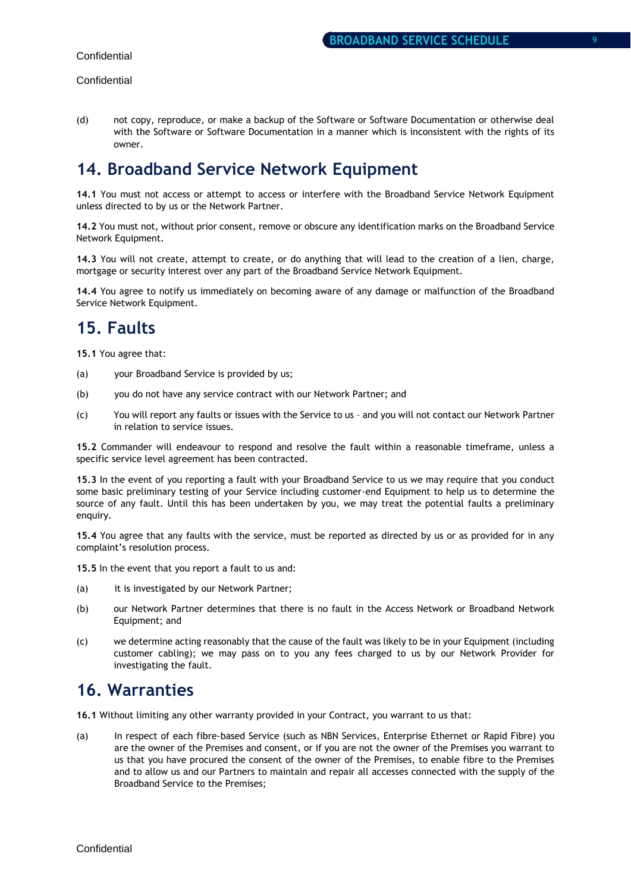(d) not copy, reproduce, or make a backup of the Software or Software Documentation or otherwise deal with the Software or Software Documentation in a manner which is inconsistent with the rights of its owner.

# 14. Broadband Service Network Equipment

**14.1** You must not access or attempt to access or interfere with the Broadband Service Network Equipment unless directed to by us or the Network Partner.

**14.2** You must not, without prior consent, remove or obscure any identification marks on the Broadband Service Network Equipment.

**14.3** You will not create, attempt to create, or do anything that will lead to the creation of a lien, charge, mortgage or security interest over any part of the Broadband Service Network Equipment.

**14.4** You agree to notify us immediately on becoming aware of any damage or malfunction of the Broadband Service Network Equipment.

# 15. Faults

**15.1** You agree that:

(a) your Broadband Service is provided by us;

(b) you do not have any service contract with our Network Partner; and

(c) You will report any faults or issues with the Service to us – and you will not contact our Network Partner in relation to service issues.

**15.2** Commander will endeavour to respond and resolve the fault within a reasonable timeframe, unless a specific service level agreement has been contracted.

**15.3** In the event of you reporting a fault with your Broadband Service to us we may require that you conduct some basic preliminary testing of your Service including customer-end Equipment to help us to determine the source of any fault. Until this has been undertaken by you, we may treat the potential faults a preliminary enquiry.

**15.4** You agree that any faults with the service, must be reported as directed by us or as provided for in any complaint's resolution process.

**15.5** In the event that you report a fault to us and:

(a) it is investigated by our Network Partner;

(b) our Network Partner determines that there is no fault in the Access Network or Broadband Network Equipment; and

(c) we determine acting reasonably that the cause of the fault was likely to be in your Equipment (including customer cabling); we may pass on to you any fees charged to us by our Network Provider for investigating the fault.

# 16. Warranties

**16.1** Without limiting any other warranty provided in your Contract, you warrant to us that:

(a) In respect of each fibre-based Service (such as NBN Services, Enterprise Ethernet or Rapid Fibre) you are the owner of the Premises and consent, or if you are not the owner of the Premises you warrant to us that you have procured the consent of the owner of the Premises, to enable fibre to the Premises and to allow us and our Partners to maintain and repair all accesses connected with the supply of the Broadband Service to the Premises;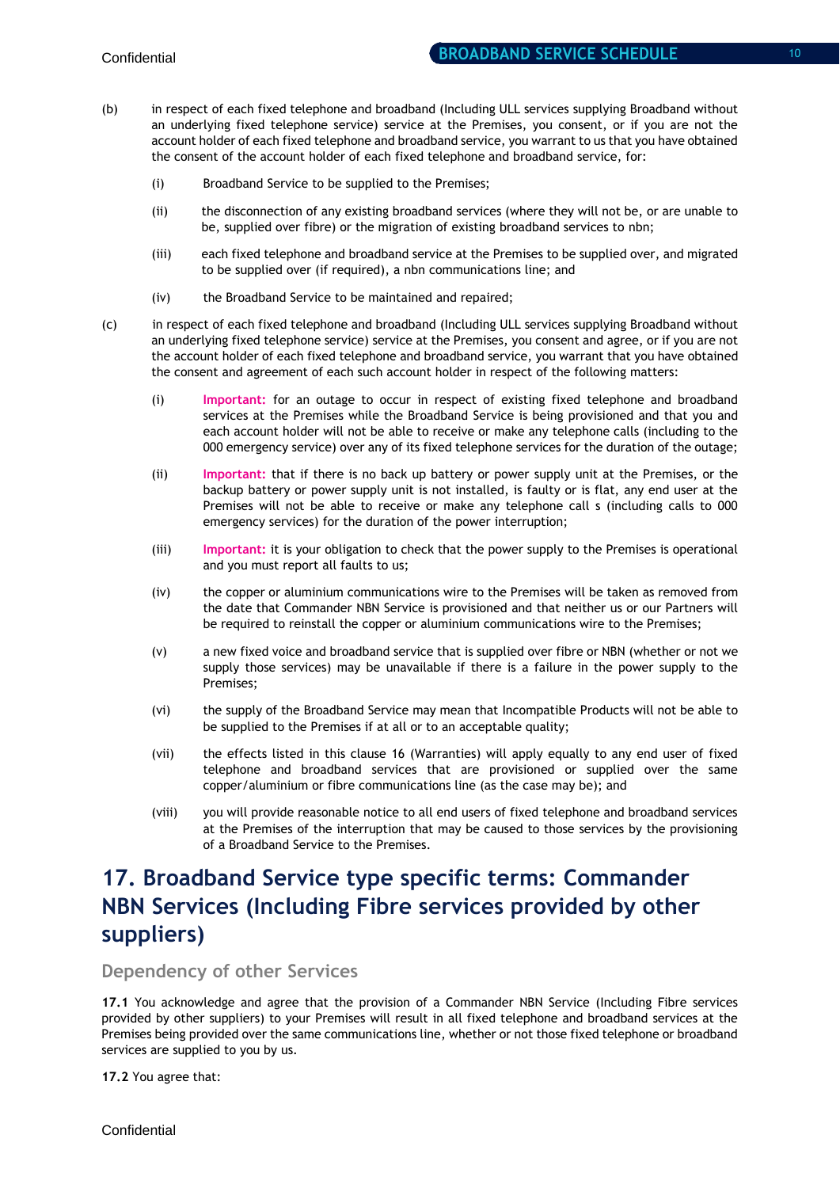(b) in respect of each fixed telephone and broadband (Including ULL services supplying Broadband without an underlying fixed telephone service) service at the Premises, you consent, or if you are not the account holder of each fixed telephone and broadband service, you warrant to us that you have obtained the consent of the account holder of each fixed telephone and broadband service, for:

   (i) Broadband Service to be supplied to the Premises;

   (ii) the disconnection of any existing broadband services (where they will not be, or are unable to be, supplied over fibre) or the migration of existing broadband services to nbn;

   (iii) each fixed telephone and broadband service at the Premises to be supplied over, and migrated to be supplied over (if required), a nbn communications line; and

   (iv) the Broadband Service to be maintained and repaired;

(c) in respect of each fixed telephone and broadband (Including ULL services supplying Broadband without an underlying fixed telephone service) service at the Premises, you consent and agree, or if you are not the account holder of each fixed telephone and broadband service, you warrant that you have obtained the consent and agreement of each such account holder in respect of the following matters:

   (i) **Important:** for an outage to occur in respect of existing fixed telephone and broadband services at the Premises while the Broadband Service is being provisioned and that you and each account holder will not be able to receive or make any telephone calls (including to the 000 emergency service) over any of its fixed telephone services for the duration of the outage;

   (ii) **Important:** that if there is no back up battery or power supply unit at the Premises, or the backup battery or power supply unit is not installed, is faulty or is flat, any end user at the Premises will not be able to receive or make any telephone call s (including calls to 000 emergency services) for the duration of the power interruption;

   (iii) **Important:** it is your obligation to check that the power supply to the Premises is operational and you must report all faults to us;

   (iv) the copper or aluminium communications wire to the Premises will be taken as removed from the date that Commander NBN Service is provisioned and that neither us or our Partners will be required to reinstall the copper or aluminium communications wire to the Premises;

   (v) a new fixed voice and broadband service that is supplied over fibre or NBN (whether or not we supply those services) may be unavailable if there is a failure in the power supply to the Premises;

   (vi) the supply of the Broadband Service may mean that Incompatible Products will not be able to be supplied to the Premises if at all or to an acceptable quality;

   (vii) the effects listed in this clause 16 (Warranties) will apply equally to any end user of fixed telephone and broadband services that are provisioned or supplied over the same copper/aluminium or fibre communications line (as the case may be); and

   (viii) you will provide reasonable notice to all end users of fixed telephone and broadband services at the Premises of the interruption that may be caused to those services by the provisioning of a Broadband Service to the Premises.

# 17. Broadband Service type specific terms: Commander NBN Services (Including Fibre services provided by other suppliers)

## Dependency of other Services

**17.1** You acknowledge and agree that the provision of a Commander NBN Service (Including Fibre services provided by other suppliers) to your Premises will result in all fixed telephone and broadband services at the Premises being provided over the same communications line, whether or not those fixed telephone or broadband services are supplied to you by us.

**17.2** You agree that: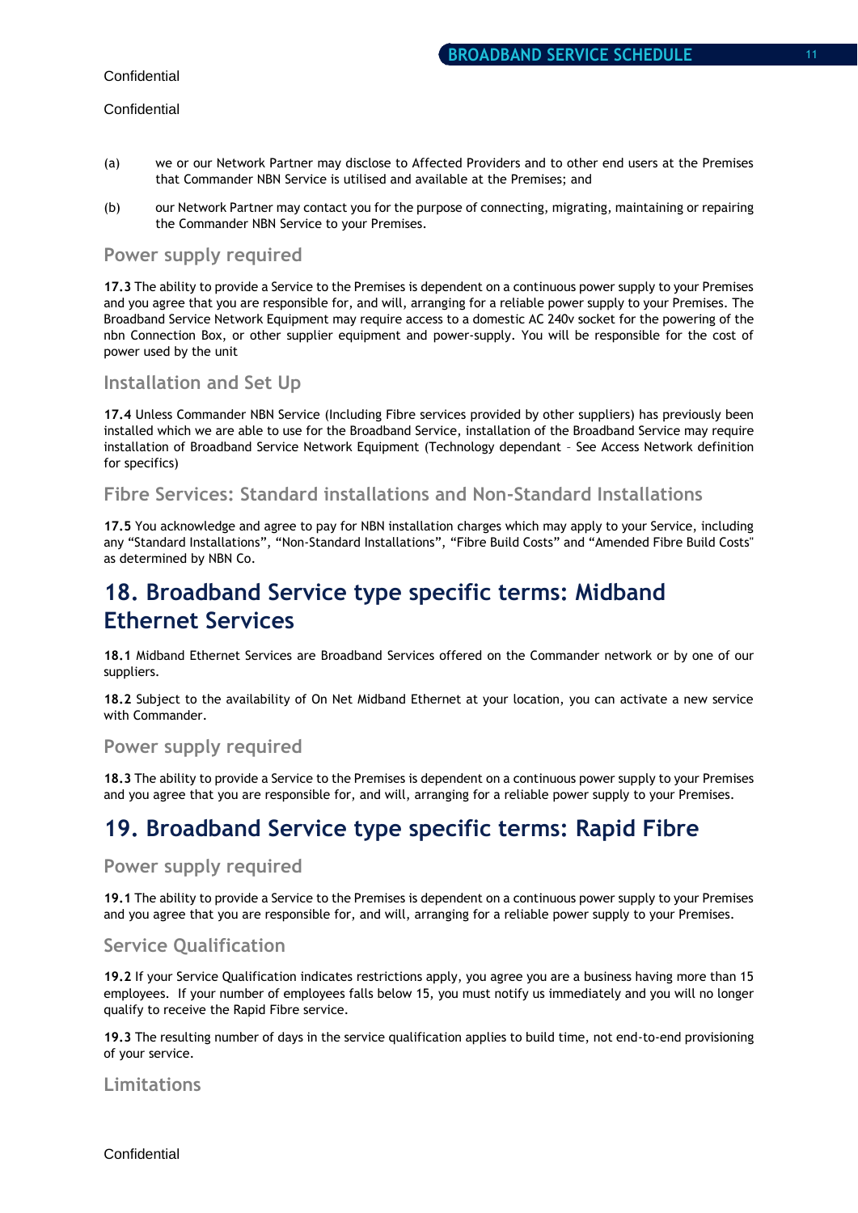(a) we or our Network Partner may disclose to Affected Providers and to other end users at the Premises that Commander NBN Service is utilised and available at the Premises; and

(b) our Network Partner may contact you for the purpose of connecting, migrating, maintaining or repairing the Commander NBN Service to your Premises.

### Power supply required

**17.3** The ability to provide a Service to the Premises is dependent on a continuous power supply to your Premises and you agree that you are responsible for, and will, arranging for a reliable power supply to your Premises. The Broadband Service Network Equipment may require access to a domestic AC 240v socket for the powering of the nbn Connection Box, or other supplier equipment and power-supply. You will be responsible for the cost of power used by the unit

### Installation and Set Up

**17.4** Unless Commander NBN Service (Including Fibre services provided by other suppliers) has previously been installed which we are able to use for the Broadband Service, installation of the Broadband Service may require installation of Broadband Service Network Equipment (Technology dependant – See Access Network definition for specifics)

### Fibre Services: Standard installations and Non-Standard Installations

**17.5** You acknowledge and agree to pay for NBN installation charges which may apply to your Service, including any "Standard Installations", "Non-Standard Installations", "Fibre Build Costs" and "Amended Fibre Build Costs" as determined by NBN Co.

## 18. Broadband Service type specific terms: Midband Ethernet Services

**18.1** Midband Ethernet Services are Broadband Services offered on the Commander network or by one of our suppliers.

**18.2** Subject to the availability of On Net Midband Ethernet at your location, you can activate a new service with Commander.

### Power supply required

**18.3** The ability to provide a Service to the Premises is dependent on a continuous power supply to your Premises and you agree that you are responsible for, and will, arranging for a reliable power supply to your Premises.

## 19. Broadband Service type specific terms: Rapid Fibre

### Power supply required

**19.1** The ability to provide a Service to the Premises is dependent on a continuous power supply to your Premises and you agree that you are responsible for, and will, arranging for a reliable power supply to your Premises.

### Service Qualification

**19.2** If your Service Qualification indicates restrictions apply, you agree you are a business having more than 15 employees. If your number of employees falls below 15, you must notify us immediately and you will no longer qualify to receive the Rapid Fibre service.

**19.3** The resulting number of days in the service qualification applies to build time, not end-to-end provisioning of your service.

### Limitations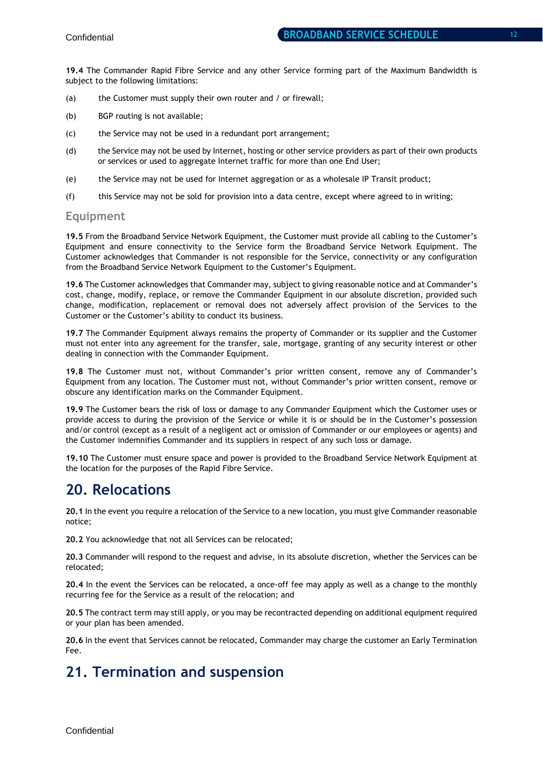**19.4** The Commander Rapid Fibre Service and any other Service forming part of the Maximum Bandwidth is subject to the following limitations:

(a) the Customer must supply their own router and / or firewall;

(b) BGP routing is not available;

(c) the Service may not be used in a redundant port arrangement;

(d) the Service may not be used by Internet, hosting or other service providers as part of their own products or services or used to aggregate Internet traffic for more than one End User;

(e) the Service may not be used for Internet aggregation or as a wholesale IP Transit product;

(f) this Service may not be sold for provision into a data centre, except where agreed to in writing;

### Equipment

**19.5** From the Broadband Service Network Equipment, the Customer must provide all cabling to the Customer's Equipment and ensure connectivity to the Service form the Broadband Service Network Equipment. The Customer acknowledges that Commander is not responsible for the Service, connectivity or any configuration from the Broadband Service Network Equipment to the Customer's Equipment.

**19.6** The Customer acknowledges that Commander may, subject to giving reasonable notice and at Commander's cost, change, modify, replace, or remove the Commander Equipment in our absolute discretion, provided such change, modification, replacement or removal does not adversely affect provision of the Services to the Customer or the Customer's ability to conduct its business.

**19.7** The Commander Equipment always remains the property of Commander or its supplier and the Customer must not enter into any agreement for the transfer, sale, mortgage, granting of any security interest or other dealing in connection with the Commander Equipment.

**19.8** The Customer must not, without Commander's prior written consent, remove any of Commander's Equipment from any location. The Customer must not, without Commander's prior written consent, remove or obscure any identification marks on the Commander Equipment.

**19.9** The Customer bears the risk of loss or damage to any Commander Equipment which the Customer uses or provide access to during the provision of the Service or while it is or should be in the Customer's possession and/or control (except as a result of a negligent act or omission of Commander or our employees or agents) and the Customer indemnifies Commander and its suppliers in respect of any such loss or damage.

**19.10** The Customer must ensure space and power is provided to the Broadband Service Network Equipment at the location for the purposes of the Rapid Fibre Service.

## 20. Relocations

**20.1** In the event you require a relocation of the Service to a new location, you must give Commander reasonable notice;

**20.2** You acknowledge that not all Services can be relocated;

**20.3** Commander will respond to the request and advise, in its absolute discretion, whether the Services can be relocated;

**20.4** In the event the Services can be relocated, a once-off fee may apply as well as a change to the monthly recurring fee for the Service as a result of the relocation; and

**20.5** The contract term may still apply, or you may be recontracted depending on additional equipment required or your plan has been amended.

**20.6** In the event that Services cannot be relocated, Commander may charge the customer an Early Termination Fee.

## 21. Termination and suspension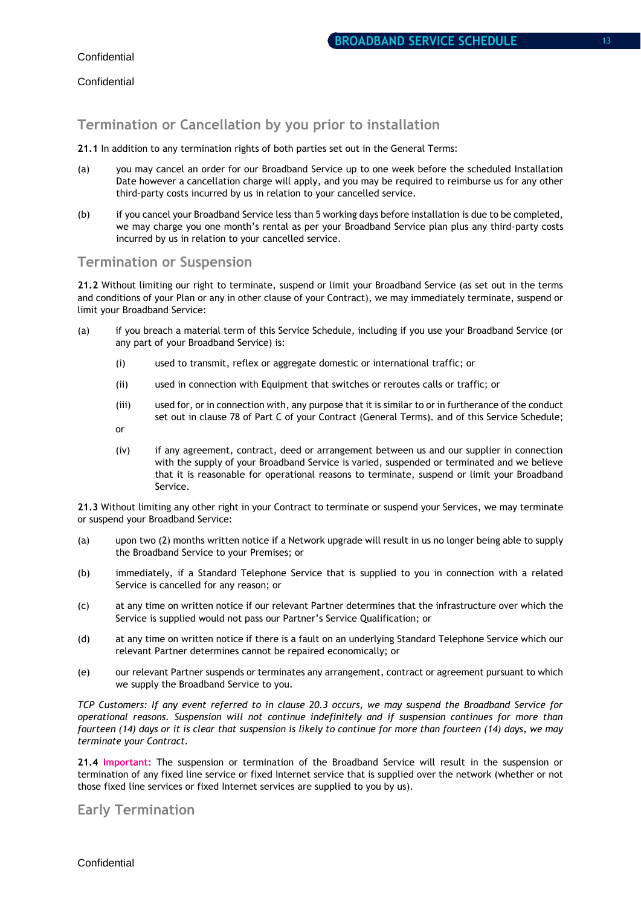Confidential

Confidential

## Termination or Cancellation by you prior to installation

**21.1** In addition to any termination rights of both parties set out in the General Terms:

(a) you may cancel an order for our Broadband Service up to one week before the scheduled Installation Date however a cancellation charge will apply, and you may be required to reimburse us for any other third-party costs incurred by us in relation to your cancelled service.

(b) if you cancel your Broadband Service less than 5 working days before installation is due to be completed, we may charge you one month's rental as per your Broadband Service plan plus any third-party costs incurred by us in relation to your cancelled service.

## Termination or Suspension

**21.2** Without limiting our right to terminate, suspend or limit your Broadband Service (as set out in the terms and conditions of your Plan or any in other clause of your Contract), we may immediately terminate, suspend or limit your Broadband Service:

(a) if you breach a material term of this Service Schedule, including if you use your Broadband Service (or any part of your Broadband Service) is:

(i) used to transmit, reflex or aggregate domestic or international traffic; or

(ii) used in connection with Equipment that switches or reroutes calls or traffic; or

(iii) used for, or in connection with, any purpose that it is similar to or in furtherance of the conduct set out in clause 78 of Part C of your Contract (General Terms). and of this Service Schedule;

or

(iv) if any agreement, contract, deed or arrangement between us and our supplier in connection with the supply of your Broadband Service is varied, suspended or terminated and we believe that it is reasonable for operational reasons to terminate, suspend or limit your Broadband Service.

**21.3** Without limiting any other right in your Contract to terminate or suspend your Services, we may terminate or suspend your Broadband Service:

(a) upon two (2) months written notice if a Network upgrade will result in us no longer being able to supply the Broadband Service to your Premises; or

(b) immediately, if a Standard Telephone Service that is supplied to you in connection with a related Service is cancelled for any reason; or

(c) at any time on written notice if our relevant Partner determines that the infrastructure over which the Service is supplied would not pass our Partner's Service Qualification; or

(d) at any time on written notice if there is a fault on an underlying Standard Telephone Service which our relevant Partner determines cannot be repaired economically; or

(e) our relevant Partner suspends or terminates any arrangement, contract or agreement pursuant to which we supply the Broadband Service to you.

*TCP Customers: If any event referred to in clause 20.3 occurs, we may suspend the Broadband Service for operational reasons. Suspension will not continue indefinitely and if suspension continues for more than fourteen (14) days or it is clear that suspension is likely to continue for more than fourteen (14) days, we may terminate your Contract.*

**21.4 Important:** The suspension or termination of the Broadband Service will result in the suspension or termination of any fixed line service or fixed Internet service that is supplied over the network (whether or not those fixed line services or fixed Internet services are supplied to you by us).

## Early Termination

Confidential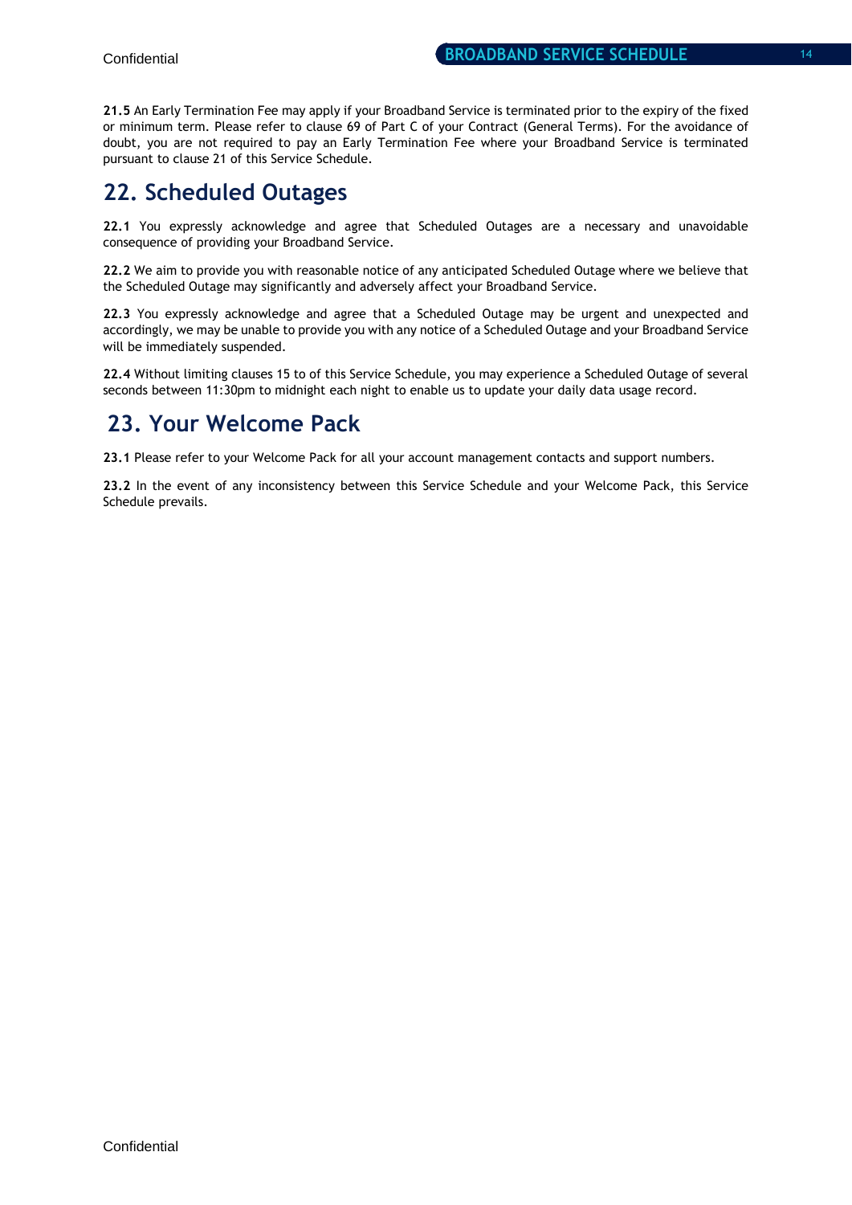**21.5** An Early Termination Fee may apply if your Broadband Service is terminated prior to the expiry of the fixed or minimum term. Please refer to clause 69 of Part C of your Contract (General Terms). For the avoidance of doubt, you are not required to pay an Early Termination Fee where your Broadband Service is terminated pursuant to clause 21 of this Service Schedule.

## 22. Scheduled Outages

**22.1** You expressly acknowledge and agree that Scheduled Outages are a necessary and unavoidable consequence of providing your Broadband Service.

**22.2** We aim to provide you with reasonable notice of any anticipated Scheduled Outage where we believe that the Scheduled Outage may significantly and adversely affect your Broadband Service.

**22.3** You expressly acknowledge and agree that a Scheduled Outage may be urgent and unexpected and accordingly, we may be unable to provide you with any notice of a Scheduled Outage and your Broadband Service will be immediately suspended.

**22.4** Without limiting clauses 15 to of this Service Schedule, you may experience a Scheduled Outage of several seconds between 11:30pm to midnight each night to enable us to update your daily data usage record.

## 23. Your Welcome Pack

**23.1** Please refer to your Welcome Pack for all your account management contacts and support numbers.

**23.2** In the event of any inconsistency between this Service Schedule and your Welcome Pack, this Service Schedule prevails.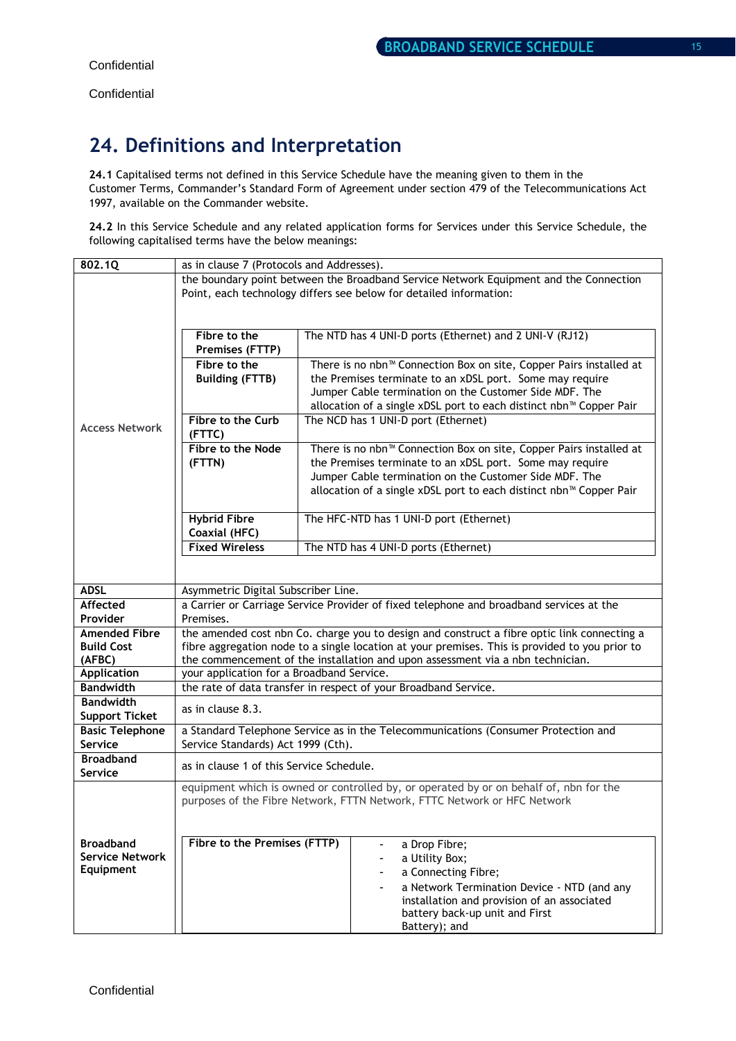Confidential

Confidential

# 24. Definitions and Interpretation

**24.1** Capitalised terms not defined in this Service Schedule have the meaning given to them in the Customer Terms, Commander's Standard Form of Agreement under section 479 of the Telecommunications Act 1997, available on the Commander website.

**24.2** In this Service Schedule and any related application forms for Services under this Service Schedule, the following capitalised terms have the below meanings:

| | |
|---|---|
| **802.1Q** | as in clause 7 (Protocols and Addresses). |
| Access Network | the boundary point between the Broadband Service Network Equipment and the Connection Point, each technology differs see below for detailed information:<br><br>**Fibre to the Premises (FTTP)**: The NTD has 4 UNI-D ports (Ethernet) and 2 UNI-V (RJ12)<br>**Fibre to the Building (FTTB)**: There is no nbn™ Connection Box on site, Copper Pairs installed at the Premises terminate to an xDSL port. Some may require Jumper Cable termination on the Customer Side MDF. The allocation of a single xDSL port to each distinct nbn™ Copper Pair<br>**Fibre to the Curb (FTTC)**: The NCD has 1 UNI-D port (Ethernet)<br>**Fibre to the Node (FTTN)**: There is no nbn™ Connection Box on site, Copper Pairs installed at the Premises terminate to an xDSL port. Some may require Jumper Cable termination on the Customer Side MDF. The allocation of a single xDSL port to each distinct nbn™ Copper Pair<br>**Hybrid Fibre Coaxial (HFC)**: The HFC-NTD has 1 UNI-D port (Ethernet)<br>**Fixed Wireless**: The NTD has 4 UNI-D ports (Ethernet) |
| **ADSL** | Asymmetric Digital Subscriber Line. |
| **Affected Provider** | a Carrier or Carriage Service Provider of fixed telephone and broadband services at the Premises. |
| **Amended Fibre Build Cost (AFBC)** | the amended cost nbn Co. charge you to design and construct a fibre optic link connecting a fibre aggregation node to a single location at your premises. This is provided to you prior to the commencement of the installation and upon assessment via a nbn technician. |
| **Application** | your application for a Broadband Service. |
| **Bandwidth** | the rate of data transfer in respect of your Broadband Service. |
| **Bandwidth Support Ticket** | as in clause 8.3. |
| **Basic Telephone Service** | a Standard Telephone Service as in the Telecommunications (Consumer Protection and Service Standards) Act 1999 (Cth). |
| **Broadband Service** | as in clause 1 of this Service Schedule. |
| **Broadband Service Network Equipment** | equipment which is owned or controlled by, or operated by or on behalf of, nbn for the purposes of the Fibre Network, FTTN Network, FTTC Network or HFC Network<br><br>**Fibre to the Premises (FTTP)**:<br>- a Drop Fibre;<br>- a Utility Box;<br>- a Connecting Fibre;<br>- a Network Termination Device - NTD (and any installation and provision of an associated battery back-up unit and First Battery); and |

Confidential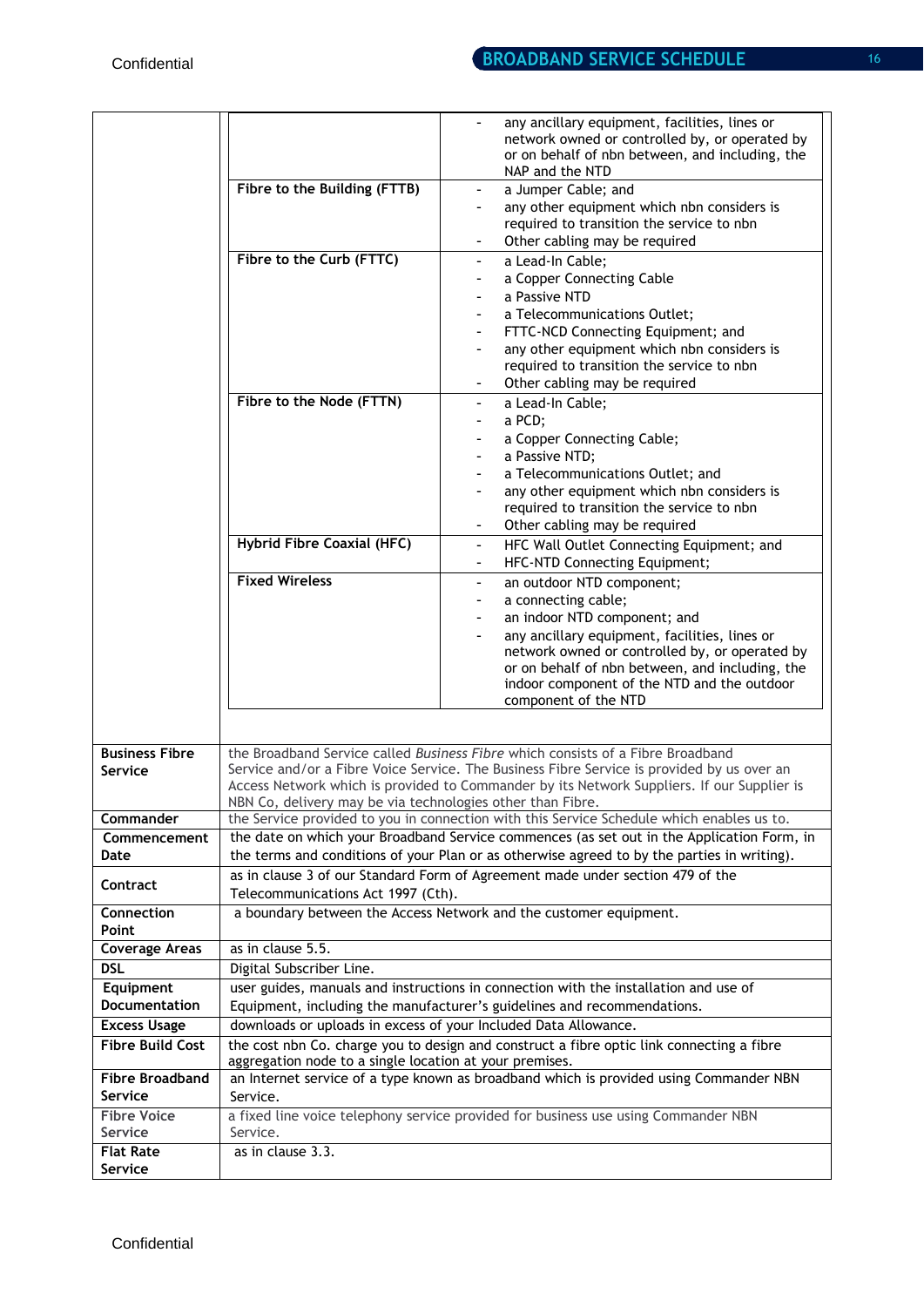| | | |
|---|---|---|
| | | - any ancillary equipment, facilities, lines or network owned or controlled by, or operated by or on behalf of nbn between, and including, the NAP and the NTD |
| | **Fibre to the Building (FTTB)** | - a Jumper Cable; and<br>- any other equipment which nbn considers is required to transition the service to nbn<br>- Other cabling may be required |
| | **Fibre to the Curb (FTTC)** | - a Lead-In Cable;<br>- a Copper Connecting Cable<br>- a Passive NTD<br>- a Telecommunications Outlet;<br>- FTTC-NCD Connecting Equipment; and<br>- any other equipment which nbn considers is required to transition the service to nbn<br>- Other cabling may be required |
| | **Fibre to the Node (FTTN)** | - a Lead-In Cable;<br>- a PCD;<br>- a Copper Connecting Cable;<br>- a Passive NTD;<br>- a Telecommunications Outlet; and<br>- any other equipment which nbn considers is required to transition the service to nbn<br>- Other cabling may be required |
| | **Hybrid Fibre Coaxial (HFC)** | - HFC Wall Outlet Connecting Equipment; and<br>- HFC-NTD Connecting Equipment; |
| | **Fixed Wireless** | - an outdoor NTD component;<br>- a connecting cable;<br>- an indoor NTD component; and<br>- any ancillary equipment, facilities, lines or network owned or controlled by, or operated by or on behalf of nbn between, and including, the indoor component of the NTD and the outdoor component of the NTD |

| | |
|---|---|
| **Business Fibre Service** | the Broadband Service called *Business Fibre* which consists of a Fibre Broadband Service and/or a Fibre Voice Service. The Business Fibre Service is provided by us over an Access Network which is provided to Commander by its Network Suppliers. If our Supplier is NBN Co, delivery may be via technologies other than Fibre. |
| **Commander** | the Service provided to you in connection with this Service Schedule which enables us to. |
| **Commencement Date** | the date on which your Broadband Service commences (as set out in the Application Form, in the terms and conditions of your Plan or as otherwise agreed to by the parties in writing). |
| **Contract** | as in clause 3 of our Standard Form of Agreement made under section 479 of the Telecommunications Act 1997 (Cth). |
| **Connection Point** | a boundary between the Access Network and the customer equipment. |
| **Coverage Areas** | as in clause 5.5. |
| **DSL** | Digital Subscriber Line. |
| **Equipment Documentation** | user guides, manuals and instructions in connection with the installation and use of Equipment, including the manufacturer's guidelines and recommendations. |
| **Excess Usage** | downloads or uploads in excess of your Included Data Allowance. |
| **Fibre Build Cost** | the cost nbn Co. charge you to design and construct a fibre optic link connecting a fibre aggregation node to a single location at your premises. |
| **Fibre Broadband Service** | an Internet service of a type known as broadband which is provided using Commander NBN Service. |
| **Fibre Voice Service** | a fixed line voice telephony service provided for business use using Commander NBN Service. |
| **Flat Rate Service** | as in clause 3.3. |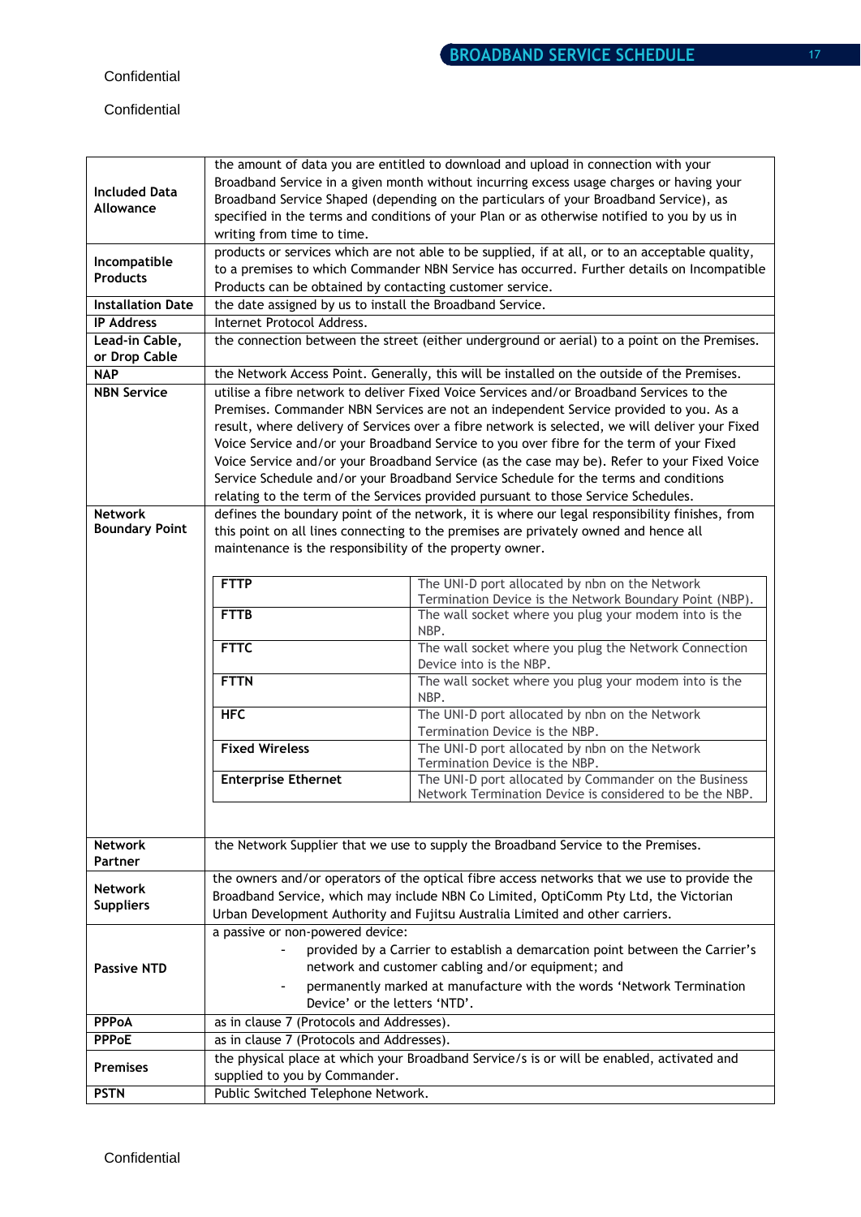Confidential

Confidential

| | |
|---|---|
| **Included Data Allowance** | the amount of data you are entitled to download and upload in connection with your Broadband Service in a given month without incurring excess usage charges or having your Broadband Service Shaped (depending on the particulars of your Broadband Service), as specified in the terms and conditions of your Plan or as otherwise notified to you by us in writing from time to time. |
| **Incompatible Products** | products or services which are not able to be supplied, if at all, or to an acceptable quality, to a premises to which Commander NBN Service has occurred. Further details on Incompatible Products can be obtained by contacting customer service. |
| **Installation Date** | the date assigned by us to install the Broadband Service. |
| **IP Address** | Internet Protocol Address. |
| **Lead-in Cable, or Drop Cable** | the connection between the street (either underground or aerial) to a point on the Premises. |
| **NAP** | the Network Access Point. Generally, this will be installed on the outside of the Premises. |
| **NBN Service** | utilise a fibre network to deliver Fixed Voice Services and/or Broadband Services to the Premises. Commander NBN Services are not an independent Service provided to you. As a result, where delivery of Services over a fibre network is selected, we will deliver your Fixed Voice Service and/or your Broadband Service to you over fibre for the term of your Fixed Voice Service and/or your Broadband Service (as the case may be). Refer to your Fixed Voice Service Schedule and/or your Broadband Service Schedule for the terms and conditions relating to the term of the Services provided pursuant to those Service Schedules. |
| **Network Boundary Point** | defines the boundary point of the network, it is where our legal responsibility finishes, from this point on all lines connecting to the premises are privately owned and hence all maintenance is the responsibility of the property owner. (see table below) |
| **Network Partner** | the Network Supplier that we use to supply the Broadband Service to the Premises. |
| **Network Suppliers** | the owners and/or operators of the optical fibre access networks that we use to provide the Broadband Service, which may include NBN Co Limited, OptiComm Pty Ltd, the Victorian Urban Development Authority and Fujitsu Australia Limited and other carriers. |
| **Passive NTD** | a passive or non-powered device: - provided by a Carrier to establish a demarcation point between the Carrier's network and customer cabling and/or equipment; and - permanently marked at manufacture with the words 'Network Termination Device' or the letters 'NTD'. |
| **PPPoA** | as in clause 7 (Protocols and Addresses). |
| **PPPoE** | as in clause 7 (Protocols and Addresses). |
| **Premises** | the physical place at which your Broadband Service/s is or will be enabled, activated and supplied to you by Commander. |
| **PSTN** | Public Switched Telephone Network. |

Network Boundary Point table:

| | |
|---|---|
| **FTTP** | The UNI-D port allocated by nbn on the Network Termination Device is the Network Boundary Point (NBP). |
| **FTTB** | The wall socket where you plug your modem into is the NBP. |
| **FTTC** | The wall socket where you plug the Network Connection Device into is the NBP. |
| **FTTN** | The wall socket where you plug your modem into is the NBP. |
| **HFC** | The UNI-D port allocated by nbn on the Network Termination Device is the NBP. |
| **Fixed Wireless** | The UNI-D port allocated by nbn on the Network Termination Device is the NBP. |
| **Enterprise Ethernet** | The UNI-D port allocated by Commander on the Business Network Termination Device is considered to be the NBP. |

Confidential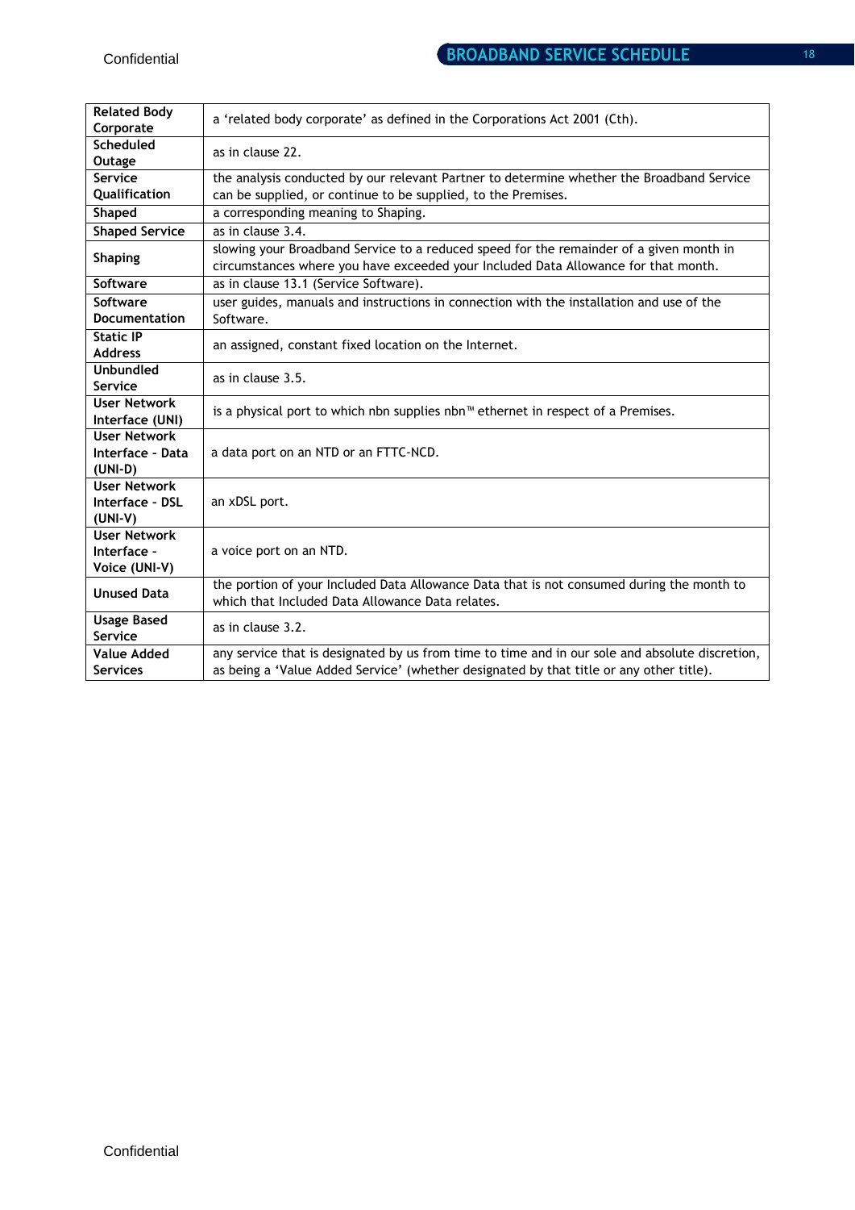| | |
|---|---|
| **Related Body Corporate** | a 'related body corporate' as defined in the Corporations Act 2001 (Cth). |
| **Scheduled Outage** | as in clause 22. |
| **Service Qualification** | the analysis conducted by our relevant Partner to determine whether the Broadband Service can be supplied, or continue to be supplied, to the Premises. |
| **Shaped** | a corresponding meaning to Shaping. |
| **Shaped Service** | as in clause 3.4. |
| **Shaping** | slowing your Broadband Service to a reduced speed for the remainder of a given month in circumstances where you have exceeded your Included Data Allowance for that month. |
| **Software** | as in clause 13.1 (Service Software). |
| **Software Documentation** | user guides, manuals and instructions in connection with the installation and use of the Software. |
| **Static IP Address** | an assigned, constant fixed location on the Internet. |
| **Unbundled Service** | as in clause 3.5. |
| **User Network Interface (UNI)** | is a physical port to which nbn supplies nbn™ ethernet in respect of a Premises. |
| **User Network Interface - Data (UNI-D)** | a data port on an NTD or an FTTC-NCD. |
| **User Network Interface - DSL (UNI-V)** | an xDSL port. |
| **User Network Interface - Voice (UNI-V)** | a voice port on an NTD. |
| **Unused Data** | the portion of your Included Data Allowance Data that is not consumed during the month to which that Included Data Allowance Data relates. |
| **Usage Based Service** | as in clause 3.2. |
| **Value Added Services** | any service that is designated by us from time to time and in our sole and absolute discretion, as being a 'Value Added Service' (whether designated by that title or any other title). |